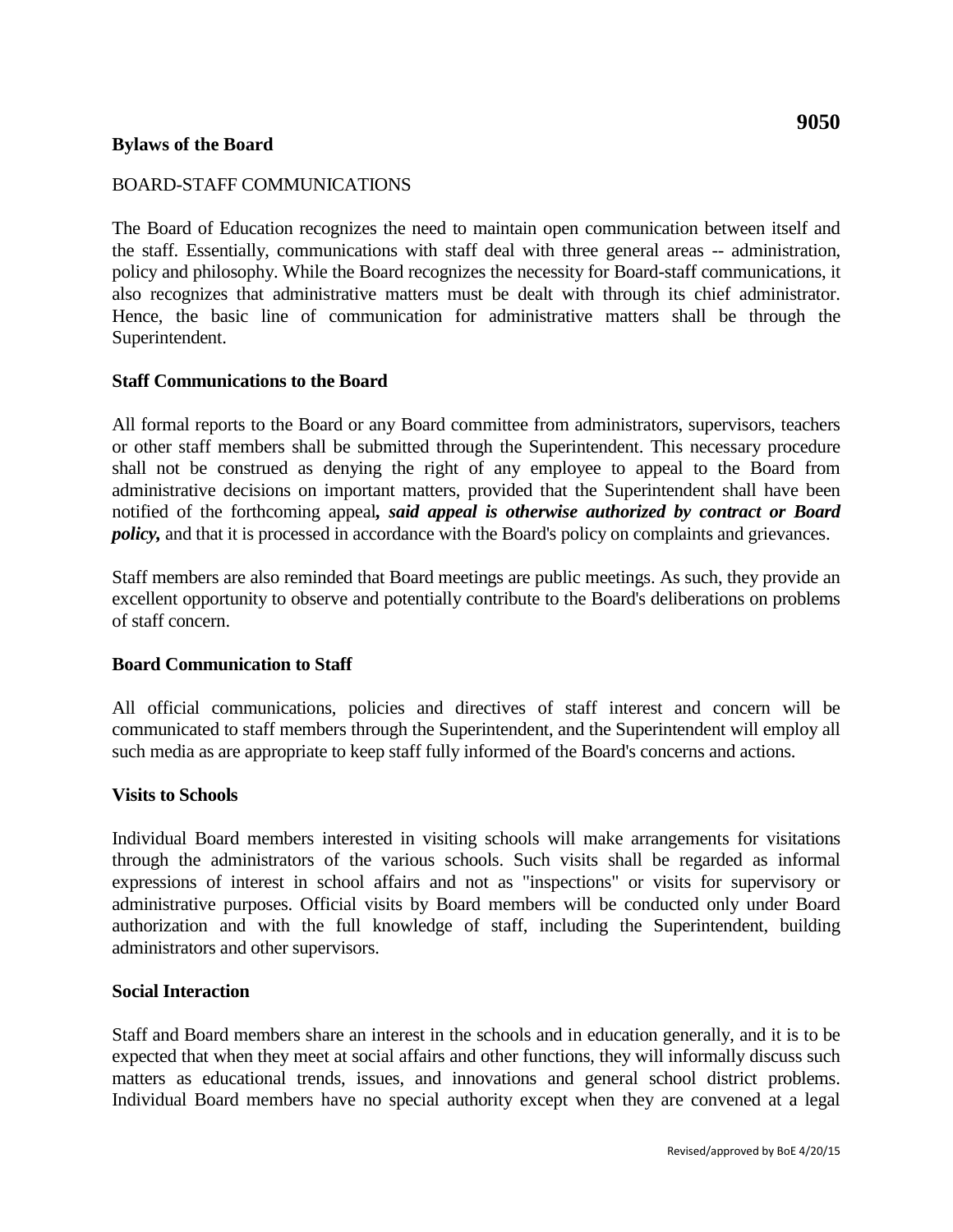**9050**

**Bylaws of the Board**

BOARD-STAFF COMMUNICATIONS

The Board of Education recognizes the need to maintain open communication between itself and the staff. Essentially, communications with staff deal with three general areas -- administration, policy and philosophy. While the Board recognizes the necessity for Board-staff communications, it also recognizes that administrative matters must be dealt with through its chief administrator. Hence, the basic line of communication for administrative matters shall be through the Superintendent.

**Staff Communications to the Board**

All formal reports to the Board or any Board committee from administrators, supervisors, teachers or other staff members shall be submitted through the Superintendent. This necessary procedure shall not be construed as denying the right of any employee to appeal to the Board from administrative decisions on important matters, provided that the Superintendent shall have been notified of the forthcoming appeal***, said appeal is otherwise authorized by contract or Board policy,*** and that it is processed in accordance with the Board's policy on complaints and grievances.

Staff members are also reminded that Board meetings are public meetings. As such, they provide an excellent opportunity to observe and potentially contribute to the Board's deliberations on problems of staff concern.

**Board Communication to Staff**

All official communications, policies and directives of staff interest and concern will be communicated to staff members through the Superintendent, and the Superintendent will employ all such media as are appropriate to keep staff fully informed of the Board's concerns and actions.

**Visits to Schools**

Individual Board members interested in visiting schools will make arrangements for visitations through the administrators of the various schools. Such visits shall be regarded as informal expressions of interest in school affairs and not as "inspections" or visits for supervisory or administrative purposes. Official visits by Board members will be conducted only under Board authorization and with the full knowledge of staff, including the Superintendent, building administrators and other supervisors.

**Social Interaction**

Staff and Board members share an interest in the schools and in education generally, and it is to be expected that when they meet at social affairs and other functions, they will informally discuss such matters as educational trends, issues, and innovations and general school district problems. Individual Board members have no special authority except when they are convened at a legal

Revised/approved by BoE 4/20/15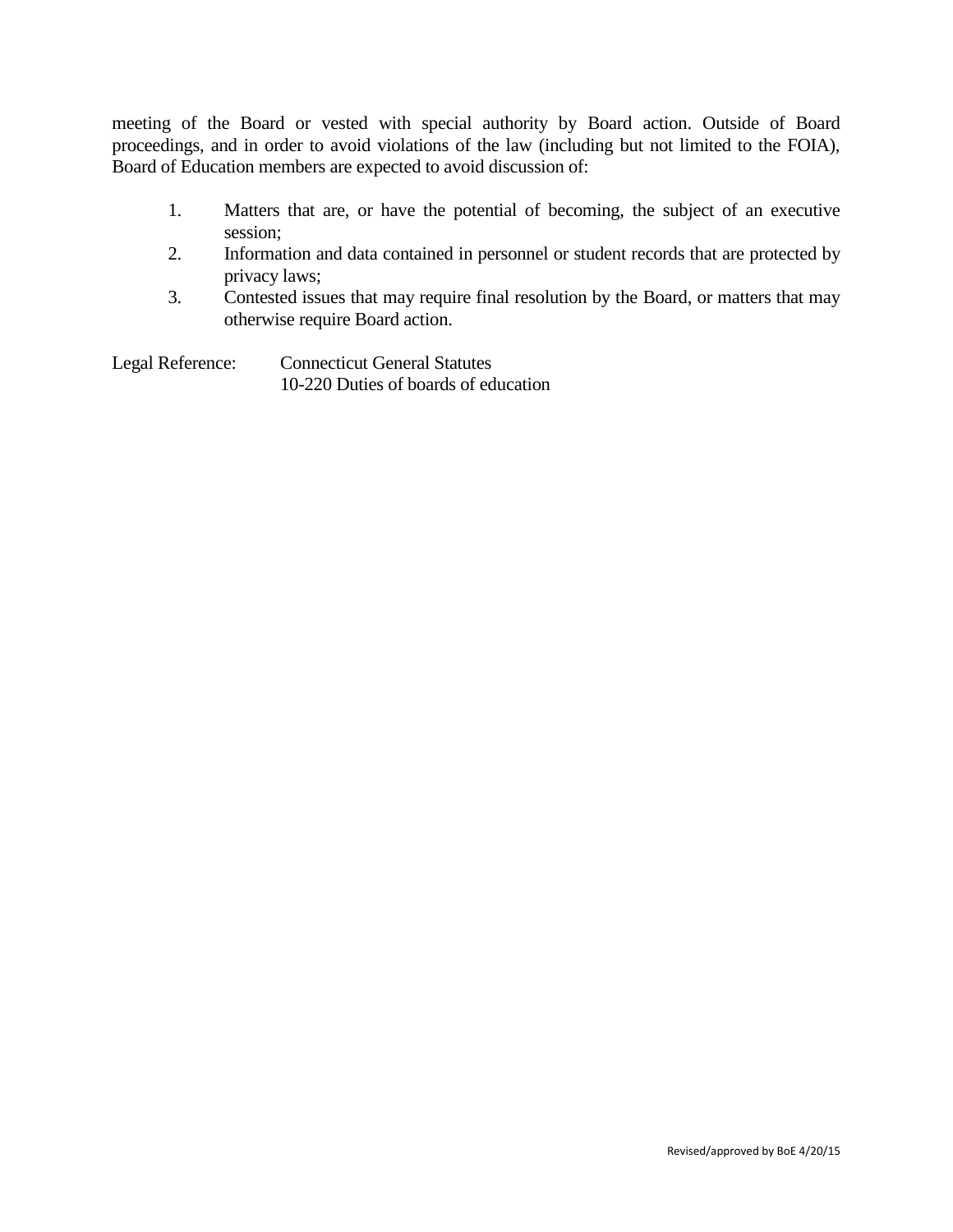meeting of the Board or vested with special authority by Board action. Outside of Board proceedings, and in order to avoid violations of the law (including but not limited to the FOIA), Board of Education members are expected to avoid discussion of:

1. Matters that are, or have the potential of becoming, the subject of an executive session;
2. Information and data contained in personnel or student records that are protected by privacy laws;
3. Contested issues that may require final resolution by the Board, or matters that may otherwise require Board action.

Legal Reference: Connecticut General Statutes
10-220 Duties of boards of education

Revised/approved by BoE 4/20/15